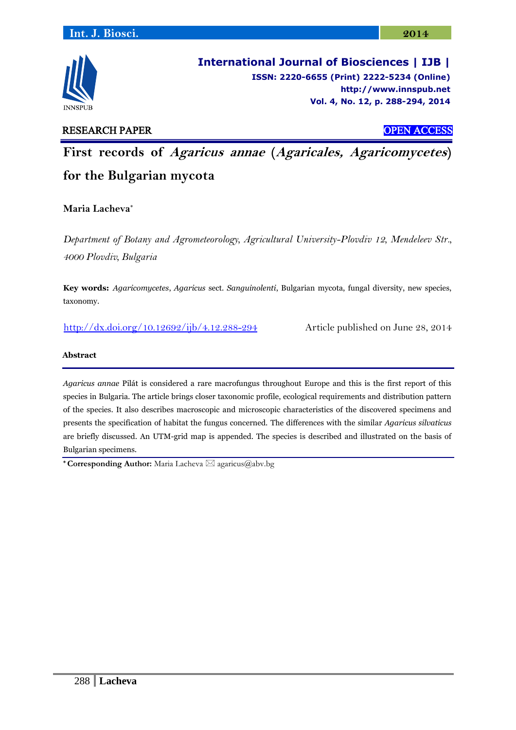RESEARCH PAPER

OPEN ACCESS

# First records of *Agaricus annae* (*Agaricales, Agaricomycetes*) for the Bulgarian mycota

**Maria Lacheva***

*Department of Botany and Agrometeorology, Agricultural University-Plovdiv 12, Mendeleev Str., 4000 Plovdiv, Bulgaria*

**Key words:** *Agaricomycetes*, *Agaricus* sect. *Sanguinolenti*, Bulgarian mycota, fungal diversity, new species, taxonomy.

http://dx.doi.org/10.12692/ijb/4.12.288-294

Article published on June 28, 2014

## Abstract

*Agaricus annae* Pilát is considered a rare macrofungus throughout Europe and this is the first report of this species in Bulgaria. The article brings closer taxonomic profile, ecological requirements and distribution pattern of the species. It also describes macroscopic and microscopic characteristics of the discovered specimens and presents the specification of habitat the fungus concerned. The differences with the similar *Agaricus silvaticus* are briefly discussed. An UTM-grid map is appended. The species is described and illustrated on the basis of Bulgarian specimens.

* **Corresponding Author:** Maria Lacheva ✉ agaricus@abv.bg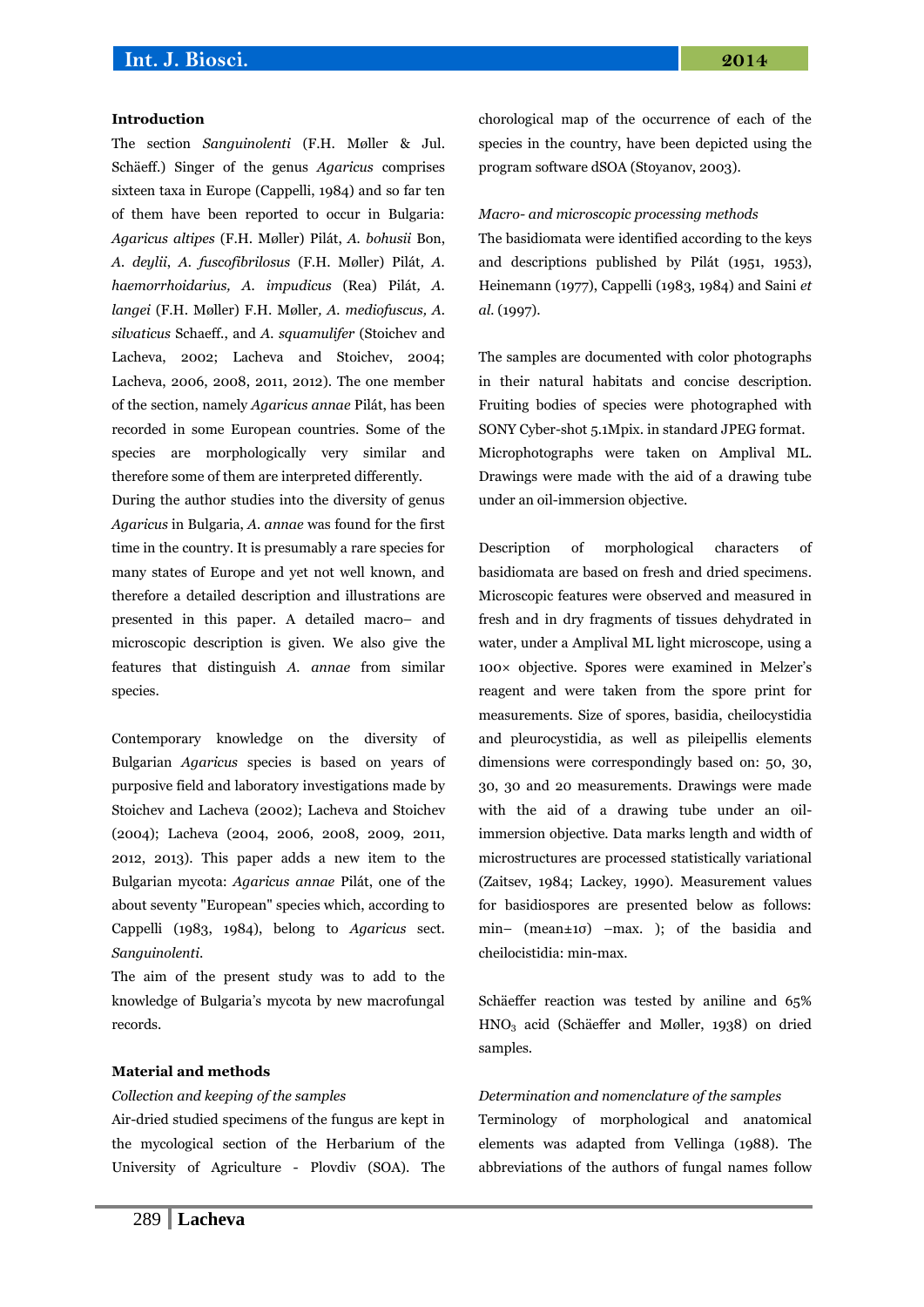## Introduction

The section *Sanguinolenti* (F.H. Møller & Jul. Schäeff.) Singer of the genus *Agaricus* comprises sixteen taxa in Europe (Cappelli, 1984) and so far ten of them have been reported to occur in Bulgaria: *Agaricus altipes* (F.H. Møller) Pilát, *A. bohusii* Bon, *A. deylii*, *A. fuscofibrilosus* (F.H. Møller) Pilát, *A. haemorrhoidarius, A. impudicus* (Rea) Pilát, *A. langei* (F.H. Møller) F.H. Møller, *A. mediofuscus, A. silvaticus* Schaeff., and *A. squamulifer* (Stoichev and Lacheva, 2002; Lacheva and Stoichev, 2004; Lacheva, 2006, 2008, 2011, 2012). The one member of the section, namely *Agaricus annae* Pilát, has been recorded in some European countries. Some of the species are morphologically very similar and therefore some of them are interpreted differently.

During the author studies into the diversity of genus *Agaricus* in Bulgaria, *A. annae* was found for the first time in the country. It is presumably a rare species for many states of Europe and yet not well known, and therefore a detailed description and illustrations are presented in this paper. A detailed macro– and microscopic description is given. We also give the features that distinguish *A. annae* from similar species.

Contemporary knowledge on the diversity of Bulgarian *Agaricus* species is based on years of purposive field and laboratory investigations made by Stoichev and Lacheva (2002); Lacheva and Stoichev (2004); Lacheva (2004, 2006, 2008, 2009, 2011, 2012, 2013). This paper adds a new item to the Bulgarian mycota: *Agaricus annae* Pilát, one of the about seventy "European" species which, according to Cappelli (1983, 1984), belong to *Agaricus* sect. *Sanguinolenti*.

The aim of the present study was to add to the knowledge of Bulgaria's mycota by new macrofungal records.

## Material and methods

### *Collection and keeping of the samples*

Air-dried studied specimens of the fungus are kept in the mycological section of the Herbarium of the University of Agriculture - Plovdiv (SOA). The chorological map of the occurrence of each of the species in the country, have been depicted using the program software dSOA (Stoyanov, 2003).

### *Macro- and microscopic processing methods*

The basidiomata were identified according to the keys and descriptions published by Pilát (1951, 1953), Heinemann (1977), Cappelli (1983, 1984) and Saini *et al.* (1997).

The samples are documented with color photographs in their natural habitats and concise description. Fruiting bodies of species were photographed with SONY Cyber-shot 5.1Mpix. in standard JPEG format. Microphotographs were taken on Amplival ML. Drawings were made with the aid of a drawing tube under an oil-immersion objective.

Description of morphological characters of basidiomata are based on fresh and dried specimens. Microscopic features were observed and measured in fresh and in dry fragments of tissues dehydrated in water, under a Amplival ML light microscope, using a 100× objective. Spores were examined in Melzer's reagent and were taken from the spore print for measurements. Size of spores, basidia, cheilocystidia and pleurocystidia, as well as pileipellis elements dimensions were correspondingly based on: 50, 30, 30, 30 and 20 measurements. Drawings were made with the aid of a drawing tube under an oil-immersion objective. Data marks length and width of microstructures are processed statistically variational (Zaitsev, 1984; Lackey, 1990). Measurement values for basidiospores are presented below as follows: min– (mean±1σ) –max. ); of the basidia and cheilocistidia: min-max.

Schäeffer reaction was tested by aniline and 65% $HNO_3$ acid (Schäeffer and Møller, 1938) on dried samples.

### *Determination and nomenclature of the samples*

Terminology of morphological and anatomical elements was adapted from Vellinga (1988). The abbreviations of the authors of fungal names follow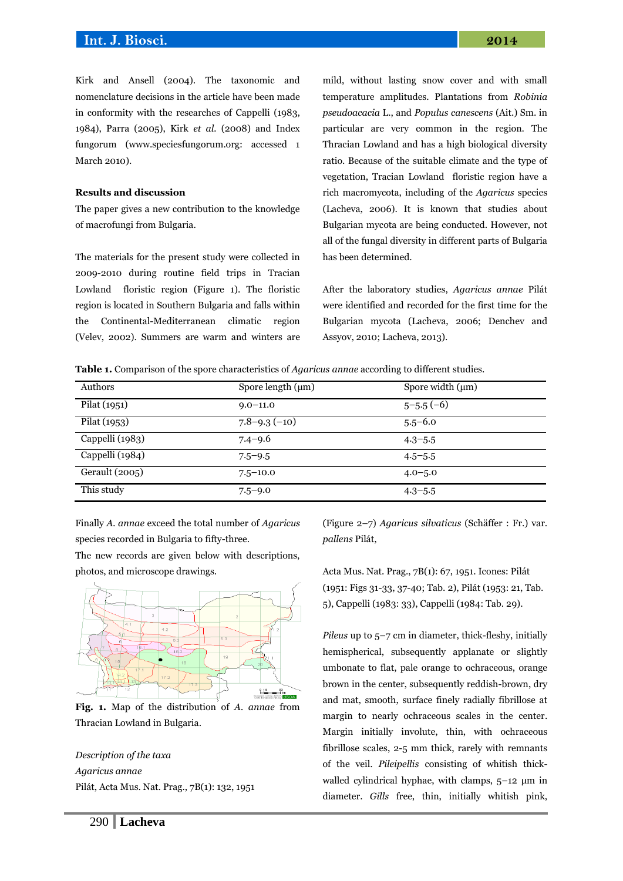Kirk and Ansell (2004). The taxonomic and nomenclature decisions in the article have been made in conformity with the researches of Cappelli (1983, 1984), Parra (2005), Kirk *et al.* (2008) and Index fungorum (www.speciesfungorum.org: accessed 1 March 2010).

## Results and discussion

The paper gives a new contribution to the knowledge of macrofungi from Bulgaria.

The materials for the present study were collected in 2009-2010 during routine field trips in Tracian Lowland floristic region (Figure 1). The floristic region is located in Southern Bulgaria and falls within the Continental-Mediterranean climatic region (Velev, 2002). Summers are warm and winters are mild, without lasting snow cover and with small temperature amplitudes. Plantations from *Robinia pseudoacacia* L., and *Populus canescens* (Ait.) Sm. in particular are very common in the region. The Thracian Lowland and has a high biological diversity ratio. Because of the suitable climate and the type of vegetation, Tracian Lowland floristic region have a rich macromycota, including of the *Agaricus* species (Lacheva, 2006). It is known that studies about Bulgarian mycota are being conducted. However, not all of the fungal diversity in different parts of Bulgaria has been determined.

After the laboratory studies, *Agaricus annae* Pilát were identified and recorded for the first time for the Bulgarian mycota (Lacheva, 2006; Denchev and Assyov, 2010; Lacheva, 2013).

**Table 1.** Comparison of the spore characteristics of *Agaricus annae* according to different studies.

| Authors | Spore length (μm) | Spore width (μm) |
| --- | --- | --- |
| Pilat (1951) | 9.0–11.0 | 5–5.5 (–6) |
| Pilat (1953) | 7.8–9.3 (–10) | 5.5–6.0 |
| Cappelli (1983) | 7.4–9.6 | 4.3–5.5 |
| Cappelli (1984) | 7.5–9.5 | 4.5–5.5 |
| Gerault (2005) | 7.5–10.0 | 4.0–5.0 |
| This study | 7.5–9.0 | 4.3–5.5 |

Finally *A. annae* exceed the total number of *Agaricus* species recorded in Bulgaria to fifty-three.

The new records are given below with descriptions, photos, and microscope drawings.

**Fig. 1.** Map of the distribution of *A. annae* from Thracian Lowland in Bulgaria.

*Description of the taxa*

*Agaricus annae*

Pilát, Acta Mus. Nat. Prag., 7B(1): 132, 1951

(Figure 2–7) *Agaricus silvaticus* (Schäffer : Fr.) var. *pallens* Pilát,

Acta Mus. Nat. Prag., 7B(1): 67, 1951. Icones: Pilát (1951: Figs 31-33, 37-40; Tab. 2), Pilát (1953: 21, Tab. 5), Cappelli (1983: 33), Cappelli (1984: Tab. 29).

*Pileus* up to 5–7 cm in diameter, thick-fleshy, initially hemispherical, subsequently applanate or slightly umbonate to flat, pale orange to ochraceous, orange brown in the center, subsequently reddish-brown, dry and mat, smooth, surface finely radially fibrillose at margin to nearly ochraceous scales in the center. Margin initially involute, thin, with ochraceous fibrillose scales, 2-5 mm thick, rarely with remnants of the veil. *Pileipellis* consisting of whitish thick-walled cylindrical hyphae, with clamps, 5–12 μm in diameter. *Gills* free, thin, initially whitish pink,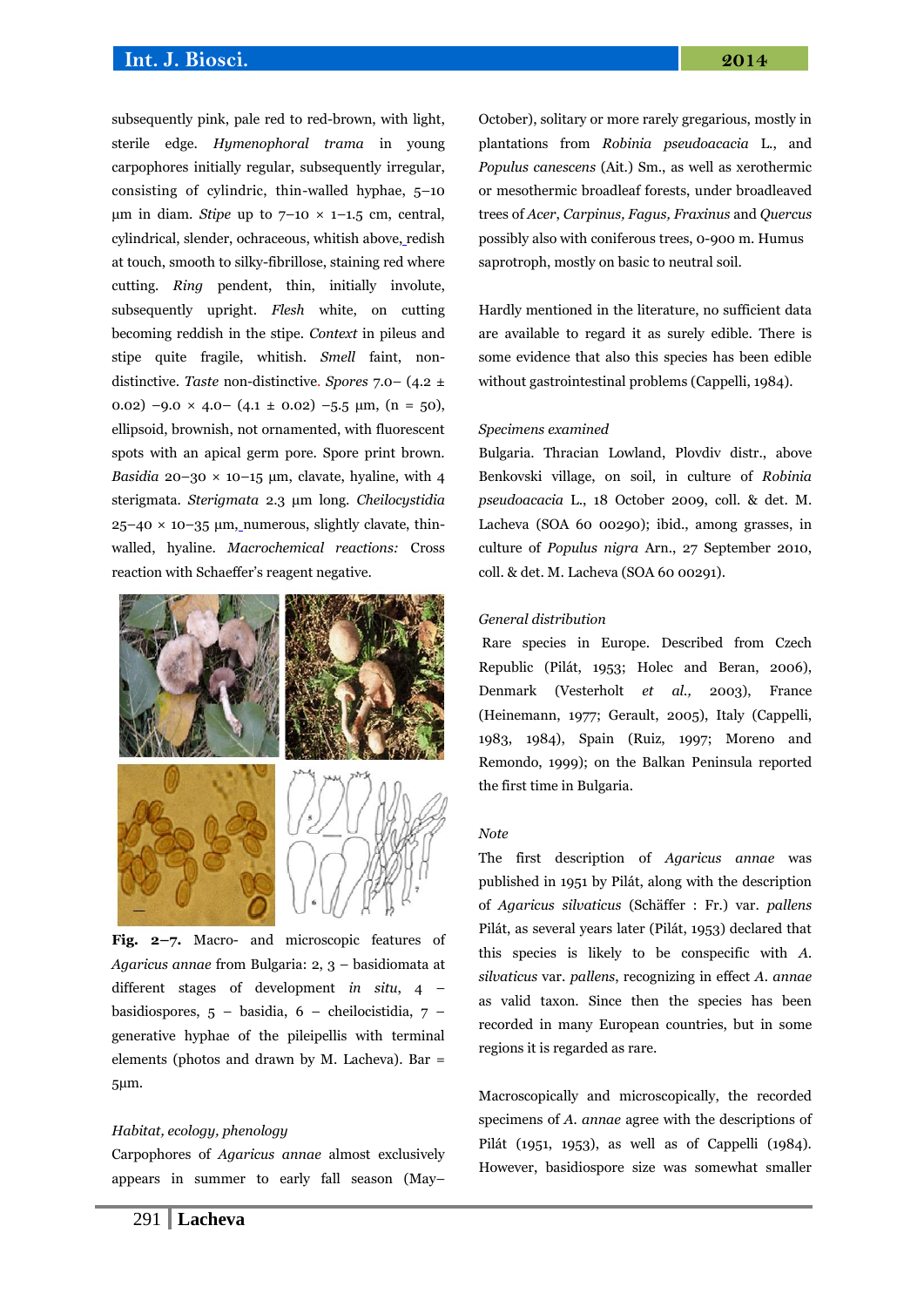subsequently pink, pale red to red-brown, with light, sterile edge. *Hymenophoral trama* in young carpophores initially regular, subsequently irregular, consisting of cylindric, thin-walled hyphae, 5–10 µm in diam. *Stipe* up to 7–10 × 1–1.5 cm, central, cylindrical, slender, ochraceous, whitish above, redish at touch, smooth to silky-fibrillose, staining red where cutting. *Ring* pendent, thin, initially involute, subsequently upright. *Flesh* white, on cutting becoming reddish in the stipe. *Context* in pileus and stipe quite fragile, whitish. *Smell* faint, non-distinctive. *Taste* non-distinctive. *Spores* 7.0– (4.2 ± 0.02) –9.0 × 4.0– (4.1 ± 0.02) –5.5 µm, (n = 50), ellipsoid, brownish, not ornamented, with fluorescent spots with an apical germ pore. Spore print brown. *Basidia* 20–30 × 10–15 µm, clavate, hyaline, with 4 sterigmata. *Sterigmata* 2.3 µm long. *Cheilocystidia* 25–40 × 10–35 µm, numerous, slightly clavate, thin-walled, hyaline. *Macrochemical reactions:* Cross reaction with Schaeffer's reagent negative.

**Fig. 2–7.** Macro- and microscopic features of *Agaricus annae* from Bulgaria: 2, 3 – basidiomata at different stages of development *in situ*, 4 – basidiospores, 5 – basidia, 6 – cheilocistidia, 7 – generative hyphae of the pileipellis with terminal elements (photos and drawn by M. Lacheva). Bar = 5µm.

*Habitat, ecology, phenology*

Carpophores of *Agaricus annae* almost exclusively appears in summer to early fall season (May–October), solitary or more rarely gregarious, mostly in plantations from *Robinia pseudoacacia* L., and *Populus canescens* (Ait.) Sm., as well as xerothermic or mesothermic broadleaf forests, under broadleaved trees of *Acer*, *Carpinus, Fagus, Fraxinus* and *Quercus* possibly also with coniferous trees, 0-900 m. Humus saprotroph, mostly on basic to neutral soil.

Hardly mentioned in the literature, no sufficient data are available to regard it as surely edible. There is some evidence that also this species has been edible without gastrointestinal problems (Cappelli, 1984).

*Specimens examined*

Bulgaria. Thracian Lowland, Plovdiv distr., above Benkovski village, on soil, in culture of *Robinia pseudoacacia* L., 18 October 2009, coll. & det. M. Lacheva (SOA 60 00290); ibid., among grasses, in culture of *Populus nigra* Arn., 27 September 2010, coll. & det. M. Lacheva (SOA 60 00291).

*General distribution*

Rare species in Europe. Described from Czech Republic (Pilát, 1953; Holec and Beran, 2006), Denmark (Vesterholt *et al.,* 2003), France (Heinemann, 1977; Gerault, 2005), Italy (Cappelli, 1983, 1984), Spain (Ruiz, 1997; Moreno and Remondo, 1999); on the Balkan Peninsula reported the first time in Bulgaria.

*Note*

The first description of *Agaricus annae* was published in 1951 by Pilát, along with the description of *Agaricus silvaticus* (Schäffer : Fr.) var. *pallens* Pilát, as several years later (Pilát, 1953) declared that this species is likely to be conspecific with *A. silvaticus* var. *pallens*, recognizing in effect *A. annae* as valid taxon. Since then the species has been recorded in many European countries, but in some regions it is regarded as rare.

Macroscopically and microscopically, the recorded specimens of *A. annae* agree with the descriptions of Pilát (1951, 1953), as well as of Cappelli (1984). However, basidiospore size was somewhat smaller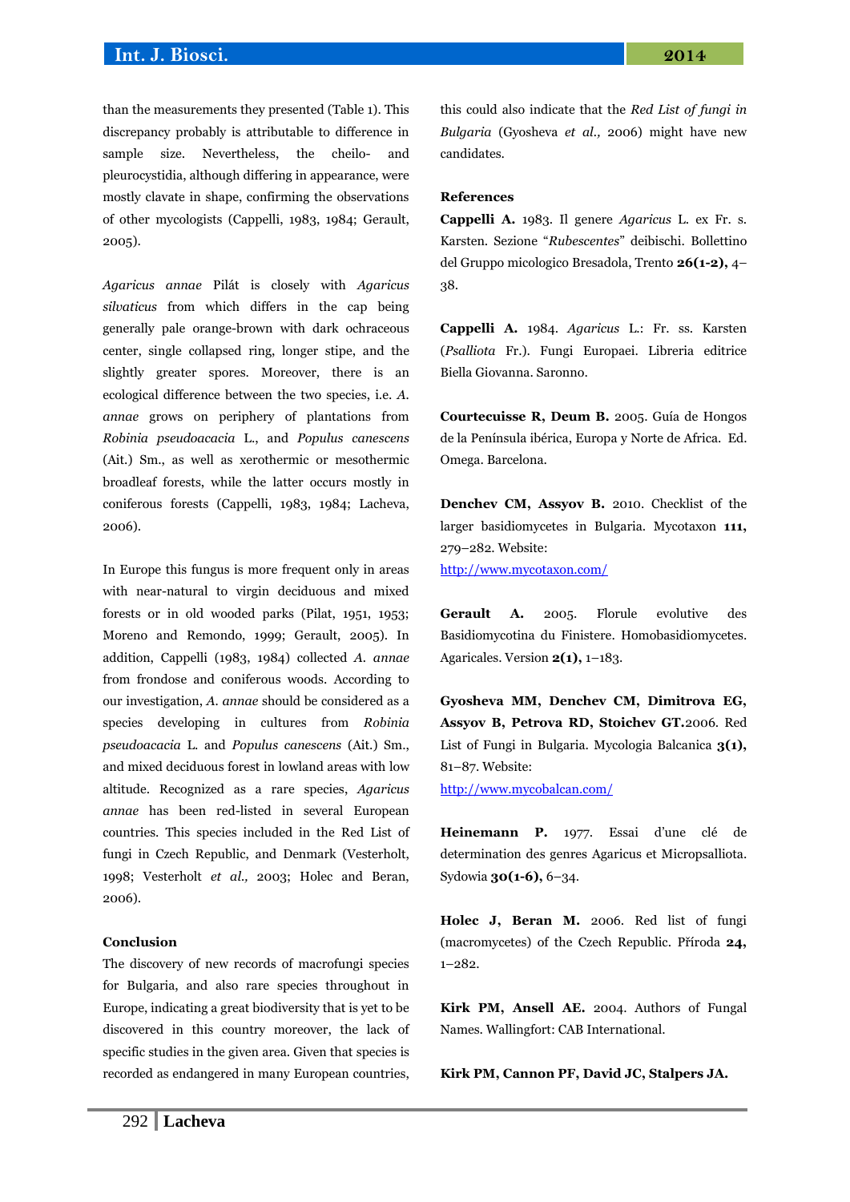than the measurements they presented (Table 1). This discrepancy probably is attributable to difference in sample size. Nevertheless, the cheilo- and pleurocystidia, although differing in appearance, were mostly clavate in shape, confirming the observations of other mycologists (Cappelli, 1983, 1984; Gerault, 2005).

*Agaricus annae* Pilát is closely with *Agaricus silvaticus* from which differs in the cap being generally pale orange-brown with dark ochraceous center, single collapsed ring, longer stipe, and the slightly greater spores. Moreover, there is an ecological difference between the two species, i.e. *A. annae* grows on periphery of plantations from *Robinia pseudoacacia* L., and *Populus canescens* (Ait.) Sm., as well as xerothermic or mesothermic broadleaf forests, while the latter occurs mostly in coniferous forests (Cappelli, 1983, 1984; Lacheva, 2006).

In Europe this fungus is more frequent only in areas with near-natural to virgin deciduous and mixed forests or in old wooded parks (Pilat, 1951, 1953; Moreno and Remondo, 1999; Gerault, 2005). In addition, Cappelli (1983, 1984) collected *A. annae* from frondose and coniferous woods. According to our investigation, *A. annae* should be considered as a species developing in cultures from *Robinia pseudoacacia* L. and *Populus canescens* (Ait.) Sm., and mixed deciduous forest in lowland areas with low altitude. Recognized as a rare species, *Agaricus annae* has been red-listed in several European countries. This species included in the Red List of fungi in Czech Republic, and Denmark (Vesterholt, 1998; Vesterholt *et al.,* 2003; Holec and Beran, 2006).

## Conclusion

The discovery of new records of macrofungi species for Bulgaria, and also rare species throughout in Europe, indicating a great biodiversity that is yet to be discovered in this country moreover, the lack of specific studies in the given area. Given that species is recorded as endangered in many European countries, this could also indicate that the *Red List of fungi in Bulgaria* (Gyosheva *et al.,* 2006) might have new candidates.

## References

**Cappelli A.** 1983. Il genere *Agaricus* L. ex Fr. s. Karsten. Sezione "*Rubescentes*" deibischi. Bollettino del Gruppo micologico Bresadola, Trento **26(1-2),** 4–38.

**Cappelli A.** 1984. *Agaricus* L.: Fr. ss. Karsten (*Psalliota* Fr.). Fungi Europaei. Libreria editrice Biella Giovanna. Saronno.

**Courtecuisse R, Deum B.** 2005. Guía de Hongos de la Península ibérica, Europa y Norte de Africa. Ed. Omega. Barcelona.

**Denchev CM, Assyov B.** 2010. Checklist of the larger basidiomycetes in Bulgaria. Mycotaxon **111,** 279–282. Website: http://www.mycotaxon.com/

**Gerault A.** 2005. Florule evolutive des Basidiomycotina du Finistere. Homobasidiomycetes. Agaricales. Version **2(1),** 1–183.

**Gyosheva MM, Denchev CM, Dimitrova EG, Assyov B, Petrova RD, Stoichev GT.** 2006. Red List of Fungi in Bulgaria. Mycologia Balcanica **3(1),** 81–87. Website: http://www.mycobalcan.com/

**Heinemann P.** 1977. Essai d'une clé de determination des genres Agaricus et Micropsalliota. Sydowia **30(1-6),** 6–34.

**Holec J, Beran M.** 2006. Red list of fungi (macromycetes) of the Czech Republic. Příroda **24,** 1–282.

**Kirk PM, Ansell AE.** 2004. Authors of Fungal Names. Wallingfort: CAB International.

**Kirk PM, Cannon PF, David JC, Stalpers JA.**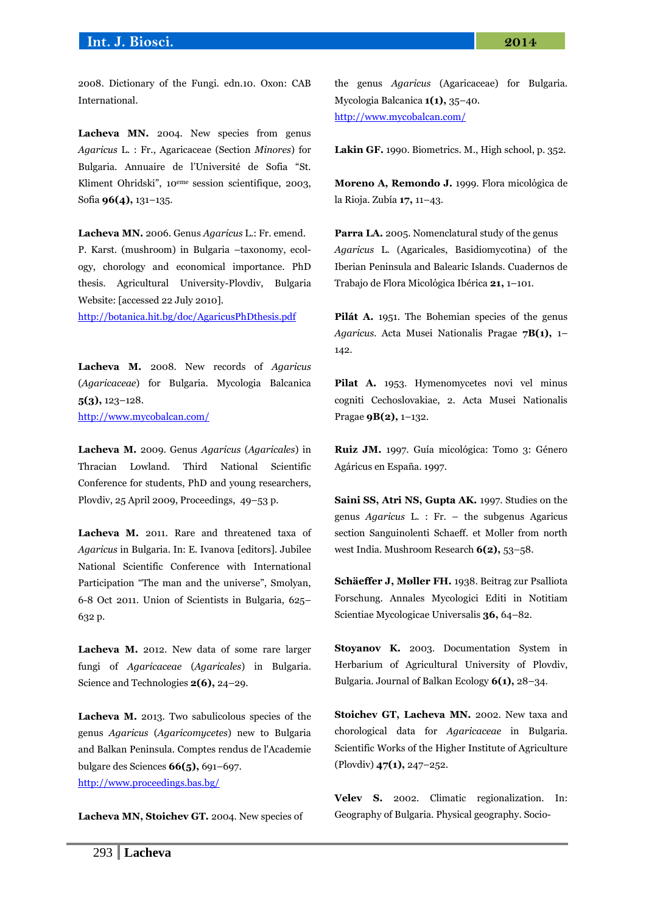2008. Dictionary of the Fungi. edn.10. Oxon: CAB International.

**Lacheva MN.** 2004. New species from genus *Agaricus* L. : Fr., Agaricaceae (Section *Minores*) for Bulgaria. Annuaire de l'Université de Sofia "St. Kliment Ohridski", 10eme session scientifique, 2003, Sofia **96(4),** 131–135.

**Lacheva MN.** 2006. Genus *Agaricus* L.: Fr. emend. P. Karst. (mushroom) in Bulgaria –taxonomy, ecology, chorology and economical importance. PhD thesis. Agricultural University-Plovdiv, Bulgaria Website: [accessed 22 July 2010].
http://botanica.hit.bg/doc/AgaricusPhDthesis.pdf

**Lacheva M.** 2008. New records of *Agaricus* (*Agaricaceae*) for Bulgaria. Mycologia Balcanica **5(3),** 123–128.
http://www.mycobalcan.com/

**Lacheva M.** 2009. Genus *Agaricus* (*Agaricales*) in Thracian Lowland. Third National Scientific Conference for students, PhD and young researchers, Plovdiv, 25 April 2009, Proceedings, 49–53 p.

**Lacheva M.** 2011. Rare and threatened taxa of *Agaricus* in Bulgaria. In: E. Ivanova [editors]. Jubilee National Scientific Conference with International Participation "The man and the universe", Smolyan, 6-8 Oct 2011. Union of Scientists in Bulgaria, 625–632 p.

**Lacheva M.** 2012. New data of some rare larger fungi of *Agaricaceae* (*Agaricales*) in Bulgaria. Science and Technologies **2(6),** 24–29.

**Lacheva M.** 2013. Two sabulicolous species of the genus *Agaricus* (*Agaricomycetes*) new to Bulgaria and Balkan Peninsula. Comptes rendus de l'Academie bulgare des Sciences **66(5),** 691–697.
http://www.proceedings.bas.bg/

**Lacheva MN, Stoichev GT.** 2004. New species of the genus *Agaricus* (Agaricaceae) for Bulgaria. Mycologia Balcanica **1(1),** 35–40.
http://www.mycobalcan.com/

**Lakin GF.** 1990. Biometrics. M., High school, p. 352.

**Moreno A, Remondo J.** 1999. Flora micológica de la Rioja. Zubía **17,** 11–43.

**Parra LA.** 2005. Nomenclatural study of the genus *Agaricus* L. (Agaricales, Basidiomycotina) of the Iberian Peninsula and Balearic Islands. Cuadernos de Trabajo de Flora Micològica Ibérica **21,** 1–101.

**Pilát A.** 1951. The Bohemian species of the genus *Agaricus.* Acta Musei Nationalis Pragae **7B(1),** 1–142.

**Pilat A.** 1953. Hymenomycetes novi vel minus cogniti Cechoslovakiae, 2. Acta Musei Nationalis Pragae **9B(2),** 1–132.

**Ruiz JM.** 1997. Guía micológica: Tomo 3: Género Agáricus en España. 1997.

**Saini SS, Atri NS, Gupta AK.** 1997. Studies on the genus *Agaricus* L. : Fr. – the subgenus Agaricus section Sanguinolenti Schaeff. et Moller from north west India. Mushroom Research **6(2),** 53–58.

**Schäeffer J, Møller FH.** 1938. Beitrag zur Psalliota Forschung. Annales Mycologici Editi in Notitiam Scientiae Mycologicae Universalis **36,** 64–82.

**Stoyanov K.** 2003. Documentation System in Herbarium of Agricultural University of Plovdiv, Bulgaria. Journal of Balkan Ecology **6(1),** 28–34.

**Stoichev GT, Lacheva MN.** 2002. New taxa and chorological data for *Agaricaceae* in Bulgaria. Scientific Works of the Higher Institute of Agriculture (Plovdiv) **47(1),** 247–252.

**Velev S.** 2002. Climatic regionalization. In: Geography of Bulgaria. Physical geography. Socio-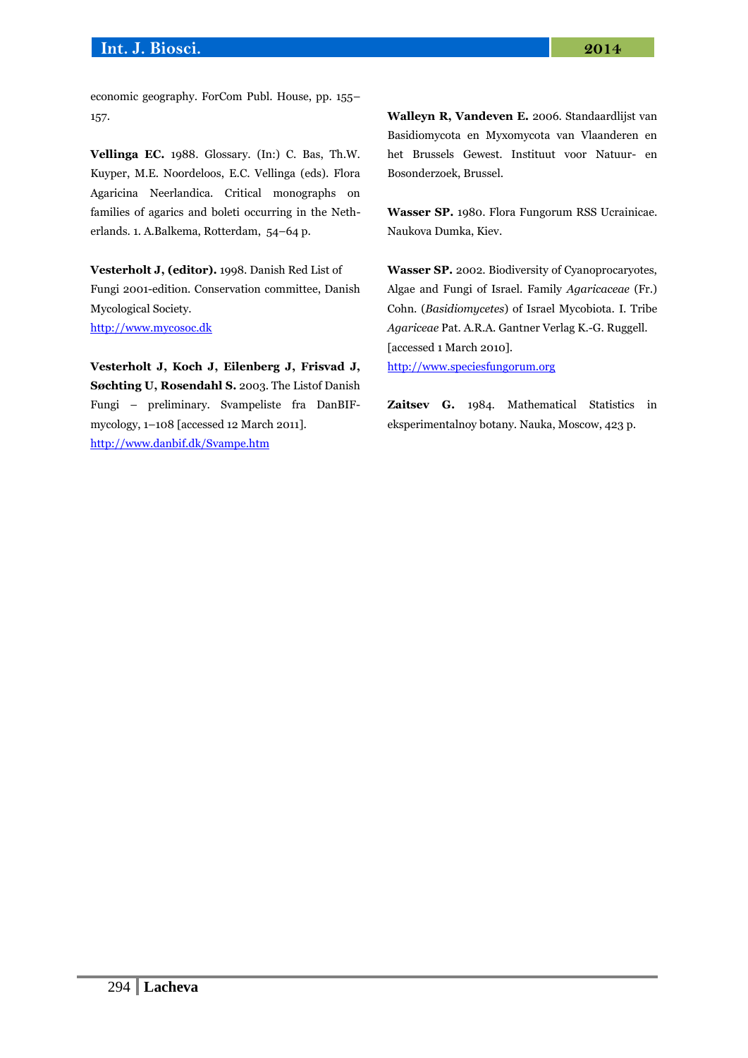economic geography. ForCom Publ. House, pp. 155–157.

**Vellinga EC.** 1988. Glossary. (In:) C. Bas, Th.W. Kuyper, M.E. Noordeloos, E.C. Vellinga (eds). Flora Agaricina Neerlandica. Critical monographs on families of agarics and boleti occurring in the Netherlands. 1. A.Balkema, Rotterdam, 54–64 p.

**Vesterholt J, (editor).** 1998. Danish Red List of Fungi 2001-edition. Conservation committee, Danish Mycological Society.
http://www.mycosoc.dk

**Vesterholt J, Koch J, Eilenberg J, Frisvad J, Søchting U, Rosendahl S.** 2003. The Listof Danish Fungi – preliminary. Svampeliste fra DanBIF-mycology, 1–108 [accessed 12 March 2011].
http://www.danbif.dk/Svampe.htm

**Walleyn R, Vandeven E.** 2006. Standaardlijst van Basidiomycota en Myxomycota van Vlaanderen en het Brussels Gewest. Instituut voor Natuur- en Bosonderzoek, Brussel.

**Wasser SP.** 1980. Flora Fungorum RSS Ucrainicae. Naukova Dumka, Kiev.

**Wasser SP.** 2002. Biodiversity of Cyanoprocaryotes, Algae and Fungi of Israel. Family *Agaricaceae* (Fr.) Cohn. (*Basidiomycetes*) of Israel Mycobiota. I. Tribe *Agariceae* Pat. A.R.A. Gantner Verlag K.-G. Ruggell. [accessed 1 March 2010].
http://www.speciesfungorum.org

**Zaitsev G.** 1984. Mathematical Statistics in eksperimentalnoy botany. Nauka, Moscow, 423 p.